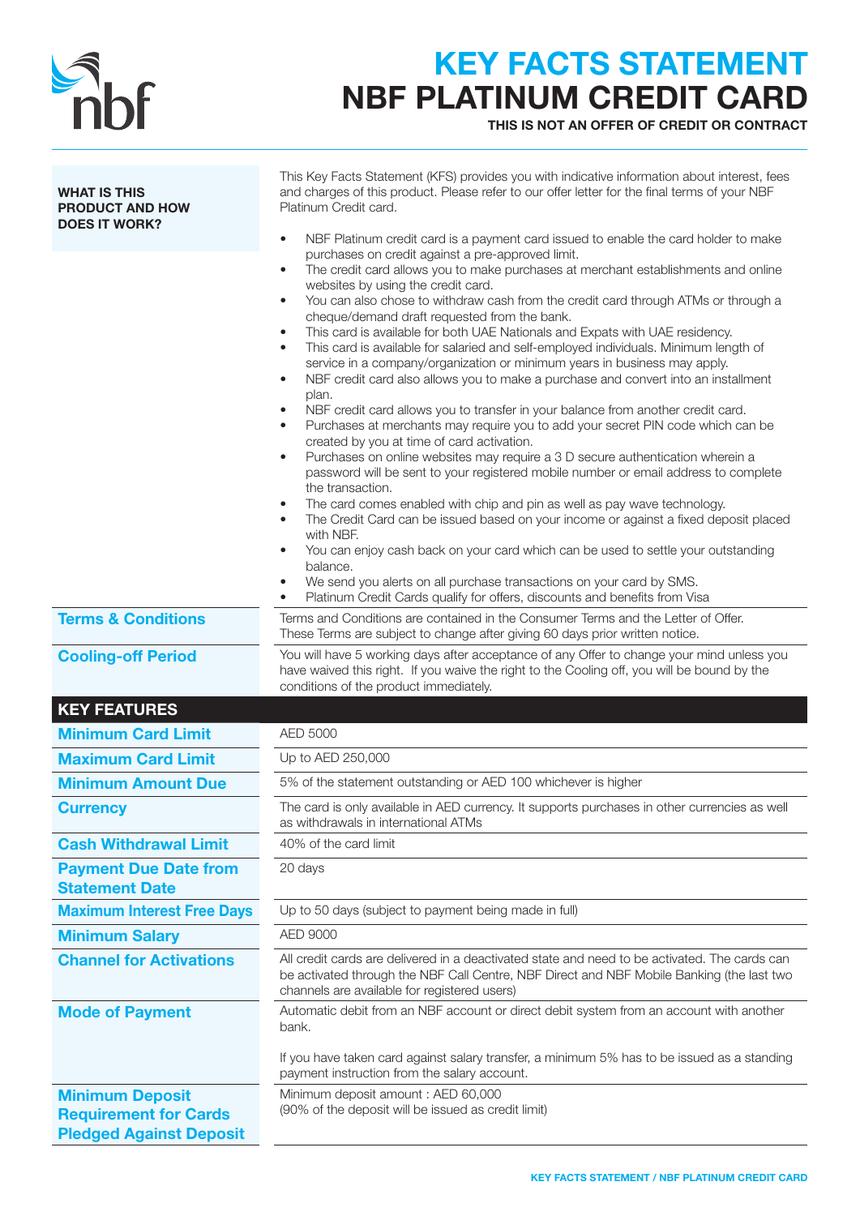# KEY FACTS STATEMENT
# NBF PLATINUM CREDIT CARD

**THIS IS NOT AN OFFER OF CREDIT OR CONTRACT**

**WHAT IS THIS PRODUCT AND HOW DOES IT WORK?**

This Key Facts Statement (KFS) provides you with indicative information about interest, fees and charges of this product. Please refer to our offer letter for the final terms of your NBF Platinum Credit card.

- NBF Platinum credit card is a payment card issued to enable the card holder to make purchases on credit against a pre-approved limit.
- The credit card allows you to make purchases at merchant establishments and online websites by using the credit card.
- You can also chose to withdraw cash from the credit card through ATMs or through a cheque/demand draft requested from the bank.
- This card is available for both UAE Nationals and Expats with UAE residency.
- This card is available for salaried and self-employed individuals. Minimum length of service in a company/organization or minimum years in business may apply.
- NBF credit card also allows you to make a purchase and convert into an installment plan.
- NBF credit card allows you to transfer in your balance from another credit card.
- Purchases at merchants may require you to add your secret PIN code which can be created by you at time of card activation.
- Purchases on online websites may require a 3 D secure authentication wherein a password will be sent to your registered mobile number or email address to complete the transaction.
- The card comes enabled with chip and pin as well as pay wave technology.
- The Credit Card can be issued based on your income or against a fixed deposit placed with NBF.
- You can enjoy cash back on your card which can be used to settle your outstanding balance.
- We send you alerts on all purchase transactions on your card by SMS.
- Platinum Credit Cards qualify for offers, discounts and benefits from Visa

| | |
|---|---|
| **Terms & Conditions** | Terms and Conditions are contained in the Consumer Terms and the Letter of Offer. These Terms are subject to change after giving 60 days prior written notice. |
| **Cooling-off Period** | You will have 5 working days after acceptance of any Offer to change your mind unless you have waived this right. If you waive the right to the Cooling off, you will be bound by the conditions of the product immediately. |

## KEY FEATURES

| | |
|---|---|
| **Minimum Card Limit** | AED 5000 |
| **Maximum Card Limit** | Up to AED 250,000 |
| **Minimum Amount Due** | 5% of the statement outstanding or AED 100 whichever is higher |
| **Currency** | The card is only available in AED currency. It supports purchases in other currencies as well as withdrawals in international ATMs |
| **Cash Withdrawal Limit** | 40% of the card limit |
| **Payment Due Date from Statement Date** | 20 days |
| **Maximum Interest Free Days** | Up to 50 days (subject to payment being made in full) |
| **Minimum Salary** | AED 9000 |
| **Channel for Activations** | All credit cards are delivered in a deactivated state and need to be activated. The cards can be activated through the NBF Call Centre, NBF Direct and NBF Mobile Banking (the last two channels are available for registered users) |
| **Mode of Payment** | Automatic debit from an NBF account or direct debit system from an account with another bank.<br><br>If you have taken card against salary transfer, a minimum 5% has to be issued as a standing payment instruction from the salary account. |
| **Minimum Deposit Requirement for Cards Pledged Against Deposit** | Minimum deposit amount : AED 60,000<br>(90% of the deposit will be issued as credit limit) |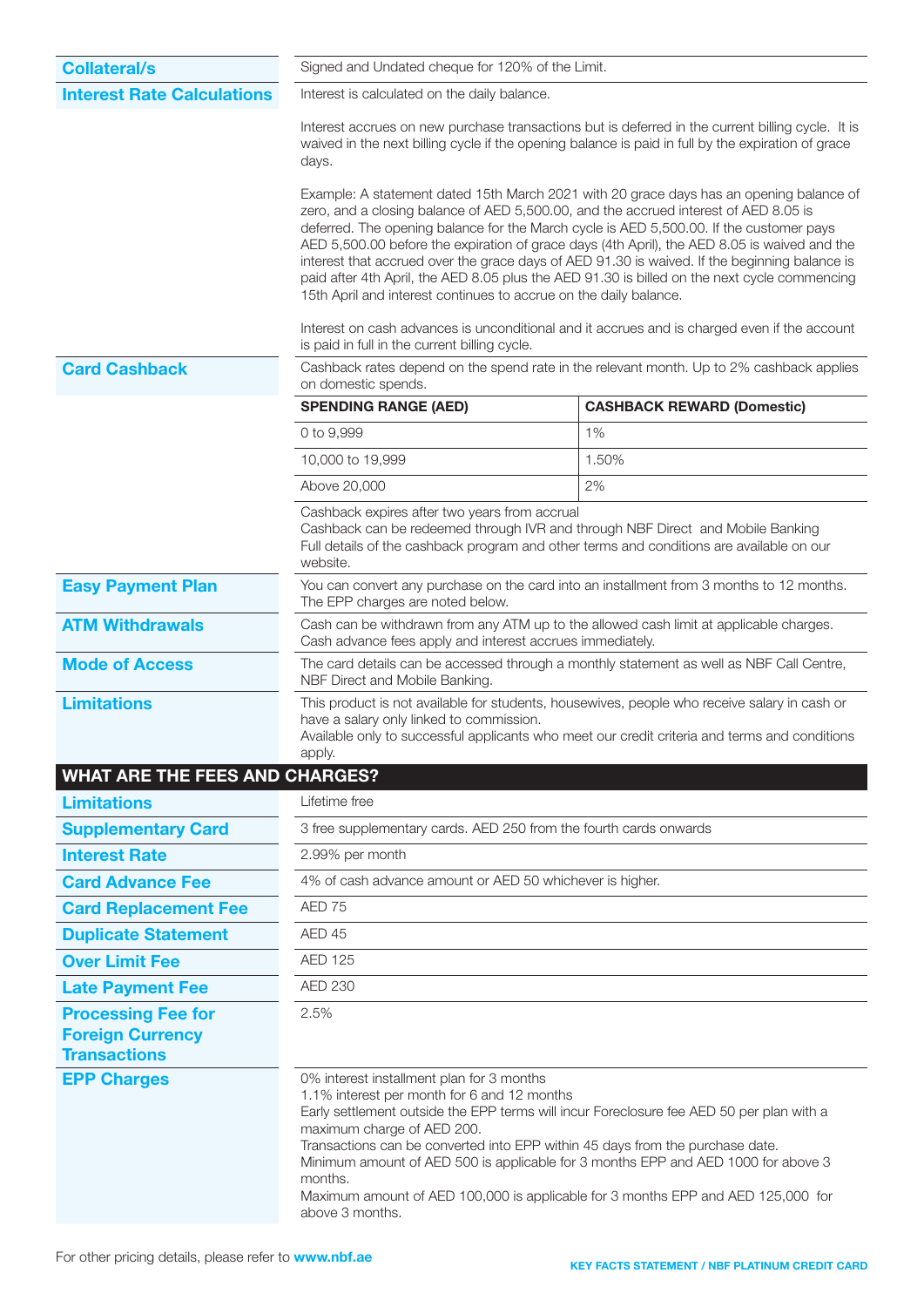| | |
|---|---|
| **Collateral/s** | Signed and Undated cheque for 120% of the Limit. |
| **Interest Rate Calculations** | Interest is calculated on the daily balance.<br><br>Interest accrues on new purchase transactions but is deferred in the current billing cycle. It is waived in the next billing cycle if the opening balance is paid in full by the expiration of grace days.<br><br>Example: A statement dated 15th March 2021 with 20 grace days has an opening balance of zero, and a closing balance of AED 5,500.00, and the accrued interest of AED 8.05 is deferred. The opening balance for the March cycle is AED 5,500.00. If the customer pays AED 5,500.00 before the expiration of grace days (4th April), the AED 8.05 is waived and the interest that accrued over the grace days of AED 91.30 is waived. If the beginning balance is paid after 4th April, the AED 8.05 plus the AED 91.30 is billed on the next cycle commencing 15th April and interest continues to accrue on the daily balance.<br><br>Interest on cash advances is unconditional and it accrues and is charged even if the account is paid in full in the current billing cycle. |
| **Card Cashback** | Cashback rates depend on the spend rate in the relevant month. Up to 2% cashback applies on domestic spends. |

| SPENDING RANGE (AED) | CASHBACK REWARD (Domestic) |
|---|---|
| 0 to 9,999 | 1% |
| 10,000 to 19,999 | 1.50% |
| Above 20,000 | 2% |

Cashback expires after two years from accrual
Cashback can be redeemed through IVR and through NBF Direct and Mobile Banking
Full details of the cashback program and other terms and conditions are available on our website.

| | |
|---|---|
| **Easy Payment Plan** | You can convert any purchase on the card into an installment from 3 months to 12 months. The EPP charges are noted below. |
| **ATM Withdrawals** | Cash can be withdrawn from any ATM up to the allowed cash limit at applicable charges. Cash advance fees apply and interest accrues immediately. |
| **Mode of Access** | The card details can be accessed through a monthly statement as well as NBF Call Centre, NBF Direct and Mobile Banking. |
| **Limitations** | This product is not available for students, housewives, people who receive salary in cash or have a salary only linked to commission.<br>Available only to successful applicants who meet our credit criteria and terms and conditions apply. |

## WHAT ARE THE FEES AND CHARGES?

| | |
|---|---|
| **Limitations** | Lifetime free |
| **Supplementary Card** | 3 free supplementary cards. AED 250 from the fourth cards onwards |
| **Interest Rate** | 2.99% per month |
| **Card Advance Fee** | 4% of cash advance amount or AED 50 whichever is higher. |
| **Card Replacement Fee** | AED 75 |
| **Duplicate Statement** | AED 45 |
| **Over Limit Fee** | AED 125 |
| **Late Payment Fee** | AED 230 |
| **Processing Fee for Foreign Currency Transactions** | 2.5% |
| **EPP Charges** | 0% interest installment plan for 3 months<br>1.1% interest per month for 6 and 12 months<br>Early settlement outside the EPP terms will incur Foreclosure fee AED 50 per plan with a maximum charge of AED 200.<br>Transactions can be converted into EPP within 45 days from the purchase date.<br>Minimum amount of AED 500 is applicable for 3 months EPP and AED 1000 for above 3 months.<br>Maximum amount of AED 100,000 is applicable for 3 months EPP and AED 125,000 for above 3 months. |

For other pricing details, please refer to **www.nbf.ae**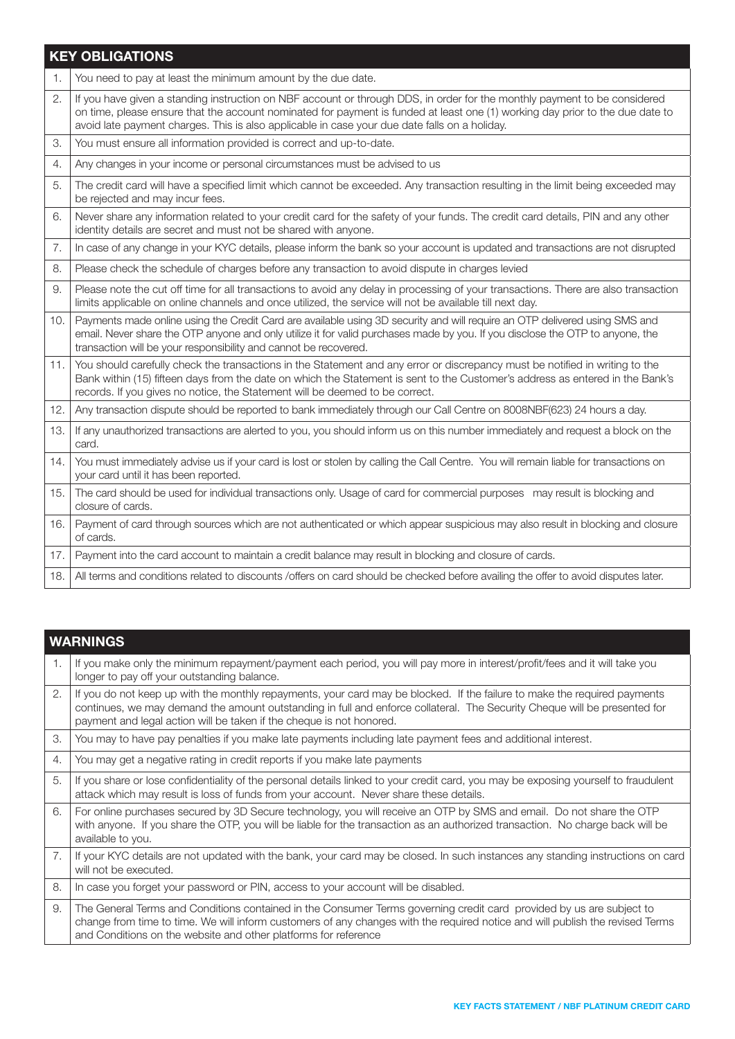| KEY OBLIGATIONS | |
|---|---|
| 1. | You need to pay at least the minimum amount by the due date. |
| 2. | If you have given a standing instruction on NBF account or through DDS, in order for the monthly payment to be considered on time, please ensure that the account nominated for payment is funded at least one (1) working day prior to the due date to avoid late payment charges. This is also applicable in case your due date falls on a holiday. |
| 3. | You must ensure all information provided is correct and up-to-date. |
| 4. | Any changes in your income or personal circumstances must be advised to us |
| 5. | The credit card will have a specified limit which cannot be exceeded. Any transaction resulting in the limit being exceeded may be rejected and may incur fees. |
| 6. | Never share any information related to your credit card for the safety of your funds. The credit card details, PIN and any other identity details are secret and must not be shared with anyone. |
| 7. | In case of any change in your KYC details, please inform the bank so your account is updated and transactions are not disrupted |
| 8. | Please check the schedule of charges before any transaction to avoid dispute in charges levied |
| 9. | Please note the cut off time for all transactions to avoid any delay in processing of your transactions. There are also transaction limits applicable on online channels and once utilized, the service will not be available till next day. |
| 10. | Payments made online using the Credit Card are available using 3D security and will require an OTP delivered using SMS and email. Never share the OTP anyone and only utilize it for valid purchases made by you. If you disclose the OTP to anyone, the transaction will be your responsibility and cannot be recovered. |
| 11. | You should carefully check the transactions in the Statement and any error or discrepancy must be notified in writing to the Bank within (15) fifteen days from the date on which the Statement is sent to the Customer's address as entered in the Bank's records. If you gives no notice, the Statement will be deemed to be correct. |
| 12. | Any transaction dispute should be reported to bank immediately through our Call Centre on 8008NBF(623) 24 hours a day. |
| 13. | If any unauthorized transactions are alerted to you, you should inform us on this number immediately and request a block on the card. |
| 14. | You must immediately advise us if your card is lost or stolen by calling the Call Centre. You will remain liable for transactions on your card until it has been reported. |
| 15. | The card should be used for individual transactions only. Usage of card for commercial purposes may result is blocking and closure of cards. |
| 16. | Payment of card through sources which are not authenticated or which appear suspicious may also result in blocking and closure of cards. |
| 17. | Payment into the card account to maintain a credit balance may result in blocking and closure of cards. |
| 18. | All terms and conditions related to discounts /offers on card should be checked before availing the offer to avoid disputes later. |

| WARNINGS | |
|---|---|
| 1. | If you make only the minimum repayment/payment each period, you will pay more in interest/profit/fees and it will take you longer to pay off your outstanding balance. |
| 2. | If you do not keep up with the monthly repayments, your card may be blocked. If the failure to make the required payments continues, we may demand the amount outstanding in full and enforce collateral. The Security Cheque will be presented for payment and legal action will be taken if the cheque is not honored. |
| 3. | You may to have pay penalties if you make late payments including late payment fees and additional interest. |
| 4. | You may get a negative rating in credit reports if you make late payments |
| 5. | If you share or lose confidentiality of the personal details linked to your credit card, you may be exposing yourself to fraudulent attack which may result is loss of funds from your account. Never share these details. |
| 6. | For online purchases secured by 3D Secure technology, you will receive an OTP by SMS and email. Do not share the OTP with anyone. If you share the OTP, you will be liable for the transaction as an authorized transaction. No charge back will be available to you. |
| 7. | If your KYC details are not updated with the bank, your card may be closed. In such instances any standing instructions on card will not be executed. |
| 8. | In case you forget your password or PIN, access to your account will be disabled. |
| 9. | The General Terms and Conditions contained in the Consumer Terms governing credit card provided by us are subject to change from time to time. We will inform customers of any changes with the required notice and will publish the revised Terms and Conditions on the website and other platforms for reference |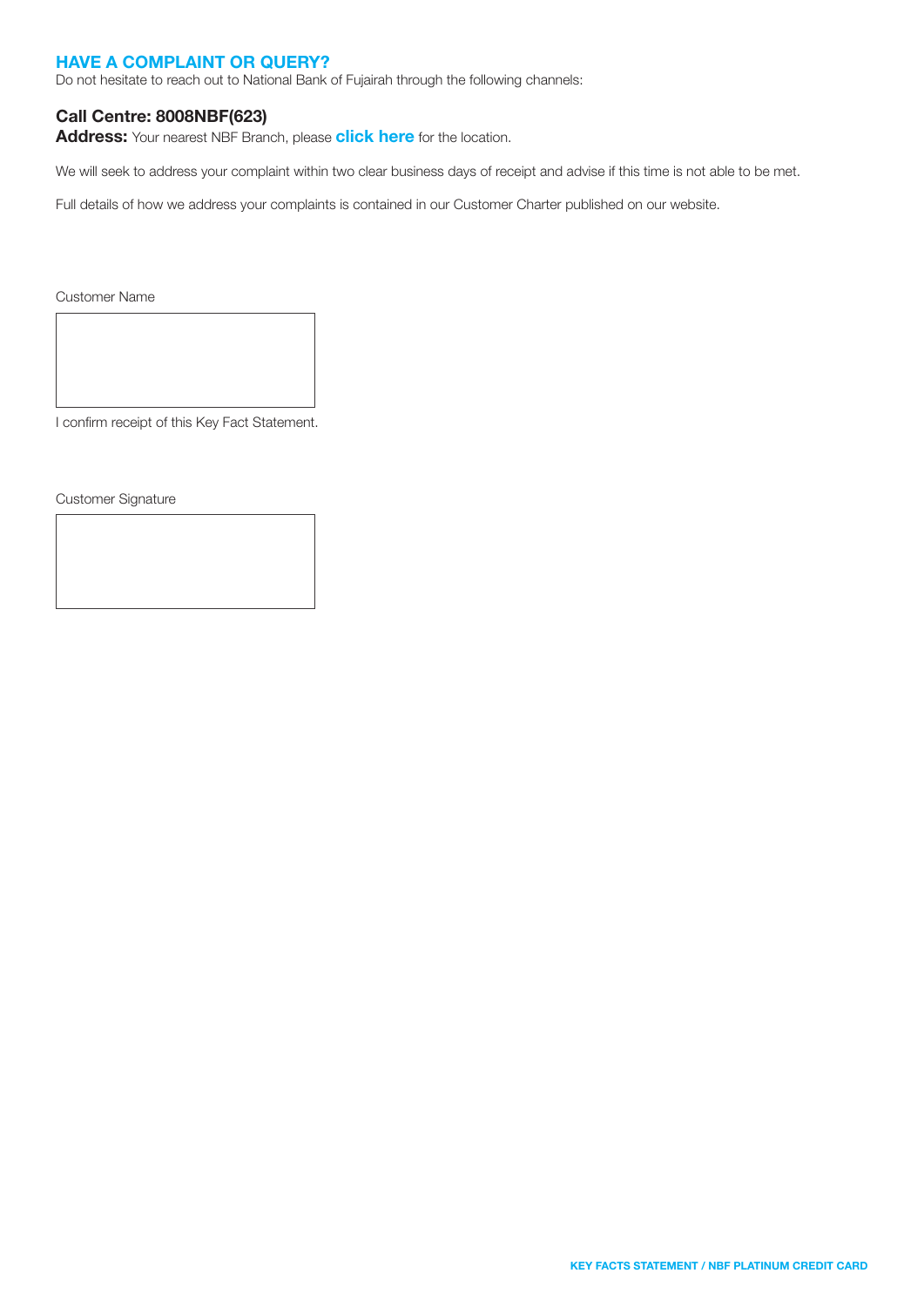## HAVE A COMPLAINT OR QUERY?

Do not hesitate to reach out to National Bank of Fujairah through the following channels:

**Call Centre: 8008NBF(623)**

**Address:** Your nearest NBF Branch, please **click here** for the location.

We will seek to address your complaint within two clear business days of receipt and advise if this time is not able to be met.

Full details of how we address your complaints is contained in our Customer Charter published on our website.

Customer Name

| |
|---|
| |

I confirm receipt of this Key Fact Statement.

Customer Signature

| |
|---|
| |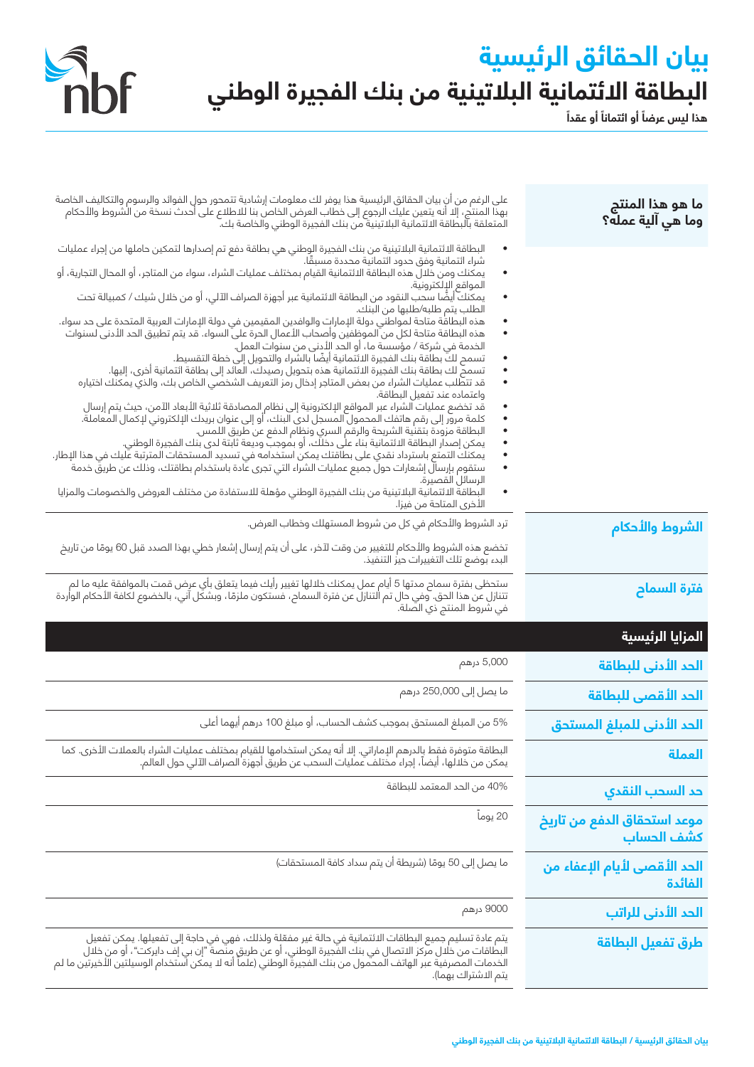# بيان الحقائق الرئيسية

# البطاقة الائتمانية البلاتينية من بنك الفجيرة الوطني

**هذا ليس عرضاً أو ائتماناً أو عقداً**

## ما هو هذا المنتج وما هي آلية عمله؟

على الرغم من أن بيان الحقائق الرئيسية هذا يوفر لك معلومات إرشادية تتمحور حول الفوائد والرسوم والتكاليف الخاصة بهذا المنتج، إلا أنه يتعين عليك الرجوع إلى خطاب العرض الخاص بنا للاطلاع على أحدث نسخة من الشروط والأحكام المتعلقة بالبطاقة الائتمانية البلاتينية من بنك الفجيرة الوطني والخاصة بك.

- البطاقة الائتمانية البلاتينية من بنك الفجيرة الوطني هي بطاقة دفع تم إصدارها لتمكين حاملها من إجراء عمليات شراء ائتمانية وفق حدود ائتمانية محددة مسبقًا.
- يمكنك ومن خلال هذه البطاقة الائتمانية القيام بمختلف عمليات الشراء، سواء من المتاجر، أو المحال التجارية، أو المواقع الإلكترونية.
- يمكنك أيضًا سحب النقود من البطاقة الائتمانية عبر أجهزة الصراف الآلي، أو من خلال شيك / كمبيالة تحت الطلب يتم طلبه/طلبها من البنك.
- هذه البطاقة متاحة لمواطني دولة الإمارات والوافدين المقيمين في دولة الإمارات العربية المتحدة على حد سواء.
- هذه البطاقة متاحة لكل من الموظفين وأصحاب الأعمال الحرة على السواء. قد يتم تطبيق الحد الأدنى لسنوات الخدمة في شركة / مؤسسة ما، أو الحد الأدنى من سنوات العمل.
- تسمح لك بطاقة بنك الفجيرة الائتمانية أيضًا بالشراء والتحويل إلى خطة التقسيط.
- تسمح لك بطاقة بنك الفجيرة الائتمانية هذه بتحويل رصيدك، العائد إلى بطاقة ائتمانية أخرى، إليها.
- قد تتطلب عمليات الشراء من بعض المتاجر إدخال رمز التعريف الشخصي الخاص بك، والذي يمكنك اختياره واعتماده عند تفعيل البطاقة.
- قد تخضع عمليات الشراء عبر المواقع الإلكترونية إلى نظام المصادقة ثلاثية الأبعاد الآمن، حيث يتم إرسال كلمة مرور إلى رقم هاتفك المحمول المسجل لدى البنك، أو إلى عنوان بريدك الإلكتروني لإكمال المعاملة.
- البطاقة مزودة بتقنية الشريحة والرقم السري ونظام الدفع عن طريق اللمس.
- يمكن إصدار البطاقة الائتمانية بناء على دخلك، أو بموجب وديعة ثابتة لدى بنك الفجيرة الوطني.
- يمكنك التمتع باسترداد نقدي على بطاقتك يمكن استخدامه في تسديد المستحقات المترتبة عليك في هذا الإطار.
- ستقوم بإرسال إشعارات حول جميع عمليات الشراء التي تجرى عادة باستخدام بطاقتك، وذلك عن طريق خدمة الرسائل القصيرة.
- البطاقة الائتمانية البلاتينية من بنك الفجيرة الوطني مؤهلة للاستفادة من مختلف العروض والخصومات والمزايا الأخرى المتاحة من فيزا.

## الشروط والأحكام

ترد الشروط والأحكام في كل من شروط المستهلك وخطاب العرض.

تخضع هذه الشروط والأحكام للتغيير من وقت لآخر، على أن يتم إرسال إشعار خطي بهذا الصدد قبل 60 يومًا من تاريخ البدء بوضع تلك التغييرات حيز التنفيذ.

## فترة السماح

ستحظى بفترة سماح مدتها 5 أيام عمل يمكنك خلالها تغيير رأيك فيما يتعلق بأي عرض قمت بالموافقة عليه ما لم تتنازل عن هذا الحق. وفي حال تم التنازل عن فترة السماح، فستكون ملزمًا، وبشكل آني، بالخضوع لكافة الأحكام الواردة في شروط المنتج ذي الصلة.

## المزايا الرئيسية

| المزايا الرئيسية | |
|---|---|
| الحد الأدنى للبطاقة | 5,000 درهم |
| الحد الأقصى للبطاقة | ما يصل إلى 250,000 درهم |
| الحد الأدنى للمبلغ المستحق | 5% من المبلغ المستحق بموجب كشف الحساب، أو مبلغ 100 درهم أيهما أعلى |
| العملة | البطاقة متوفرة فقط بالدرهم الإماراتي. إلا أنه يمكن استخدامها للقيام بمختلف عمليات الشراء بالعملات الأخرى. كما يمكن من خلالها، أيضاً، إجراء مختلف عمليات السحب عن طريق أجهزة الصراف الآلي حول العالم. |
| حد السحب النقدي | 40% من الحد المعتمد للبطاقة |
| موعد استحقاق الدفع من تاريخ كشف الحساب | 20 يوماً |
| الحد الأقصى لأيام الإعفاء من الفائدة | ما يصل إلى 50 يومًا (شريطة أن يتم سداد كافة المستحقات) |
| الحد الأدنى للراتب | 9000 درهم |
| طرق تفعيل البطاقة | يتم عادة تسليم جميع البطاقات الائتمانية في حالة غير مفعّلة ولذلك، فهي في حاجة إلى تفعيلها. يمكن تفعيل البطاقات من خلال مركز الاتصال في بنك الفجيرة الوطني، أو عن طريق منصة "إن بي إف دايركت"، أو من خلال الخدمات المصرفية عبر الهاتف المحمول من بنك الفجيرة الوطني (علماً أنه لا يمكن استخدام الوسيلتين الأخيرتين ما لم يتم الاشتراك بهما). |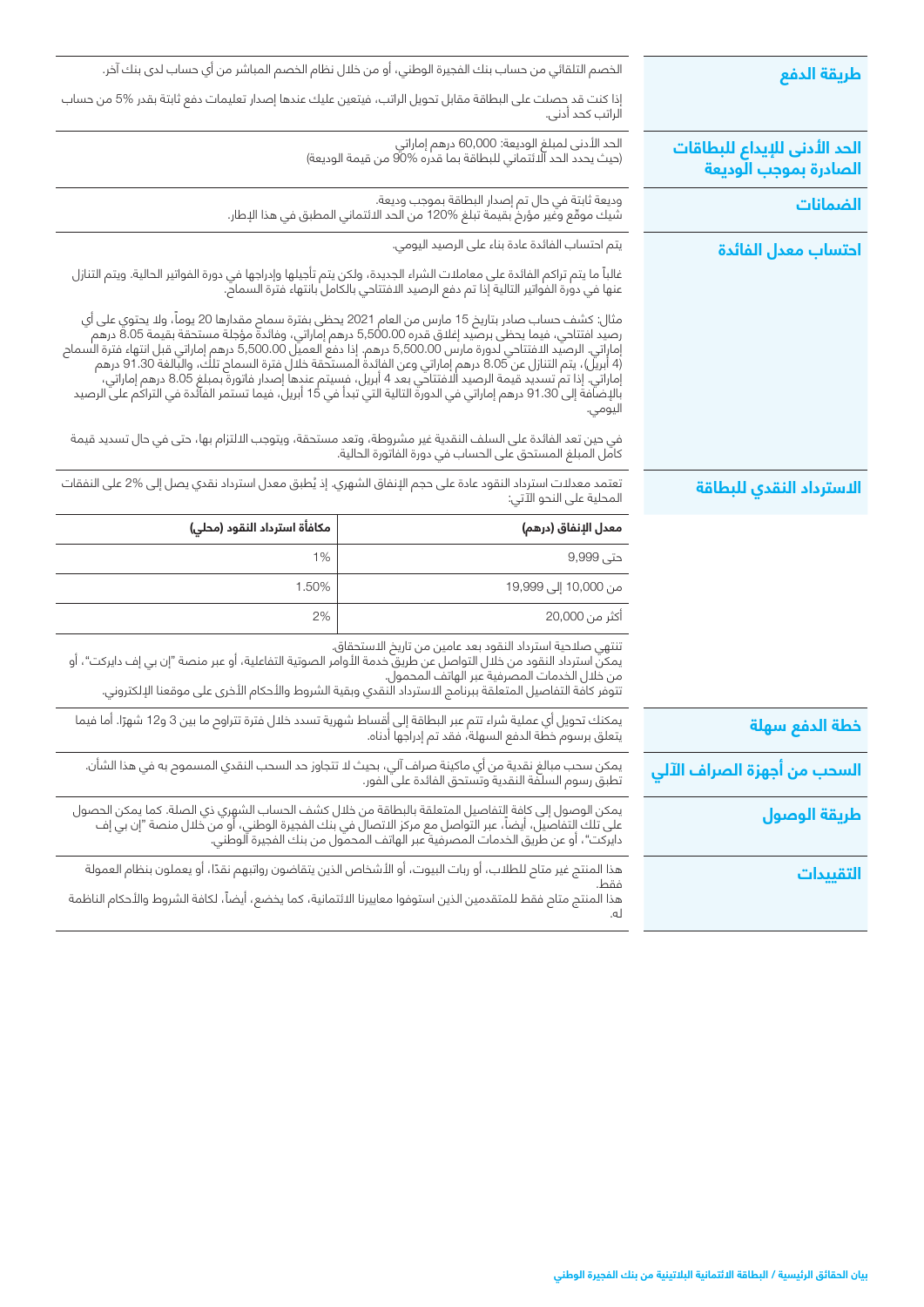## طريقة الدفع

الخصم التلقائي من حساب بنك الفجيرة الوطني، أو من خلال نظام الخصم المباشر من أي حساب لدى بنك آخر.

إذا كنت قد حصلت على البطاقة مقابل تحويل الراتب، فيتعين عليك عندها إصدار تعليمات دفع ثابتة بقدر 5% من حساب الراتب كحد أدنى.

## الحد الأدنى للإيداع للبطاقات الصادرة بموجب الوديعة

الحد الأدنى لمبلغ الوديعة: 60,000 درهم إماراتي
(حيث يحدد الحد الائتماني للبطاقة بما قدره 90% من قيمة الوديعة)

## الضمانات

وديعة ثابتة في حال تم إصدار البطاقة بموجب وديعة.
شيك موقّع وغير مؤرخ بقيمة تبلغ 120% من الحد الائتماني المطبق في هذا الإطار.

## احتساب معدل الفائدة

يتم احتساب الفائدة عادة بناء على الرصيد اليومي.

غالباً ما يتم تراكم الفائدة على معاملات الشراء الجديدة، ولكن يتم تأجيلها وإدراجها في دورة الفواتير الحالية. ويتم التنازل عنها في دورة الفواتير التالية إذا تم دفع الرصيد الافتتاحي بالكامل بانتهاء فترة السماح.

مثال: كشف حساب صادر بتاريخ 15 مارس من العام 2021 يحظى بفترة سماح مقدارها 20 يوماً، ولا يحتوي على أي رصيد افتتاحي، فيما يحظى برصيد إغلاق قدره 5,500.00 درهم إماراتي، وفائدة مؤجلة مستحقة بقيمة 8.05 درهم إماراتي. الرصيد الافتتاحي لدورة مارس 5,500.00 درهم. إذا دفع العميل 5,500.00 درهم إماراتي قبل انتهاء فترة السماح (4 أبريل)، يتم التنازل عن 8.05 درهم إماراتي وعن الفائدة المستحقة خلال فترة السماح تلك، والبالغة 91.30 درهم إماراتي. إذا تم تسديد قيمة الرصيد الافتتاحي بعد 4 أبريل، فسيتم عندها إصدار فاتورة بمبلغ 8.05 درهم إماراتي، بالإضافة إلى 91.30 درهم إماراتي في الدورة التالية التي تبدأ في 15 أبريل، فيما تستمر الفائدة في التراكم على الرصيد اليومي.

في حين تعد الفائدة على السلف النقدية غير مشروطة، وتعد مستحقة، ويتوجب الالتزام بها، حتى في حال تسديد قيمة كامل المبلغ المستحق على الحساب في دورة الفاتورة الحالية.

## الاسترداد النقدي للبطاقة

تعتمد معدلات استرداد النقود عادة على حجم الإنفاق الشهري. إذ يُطبق معدل استرداد نقدي يصل إلى 2% على النفقات المحلية على النحو الآتي:

| معدل الإنفاق (درهم) | مكافأة استرداد النقود (محلي) |
|---|---|
| حتى 9,999 | 1% |
| من 10,000 إلى 19,999 | 1.50% |
| أكثر من 20,000 | 2% |

تنتهي صلاحية استرداد النقود بعد عامين من تاريخ الاستحقاق.
يمكن استرداد النقود من خلال التواصل عن طريق خدمة الأوامر الصوتية التفاعلية، أو عبر منصة "إن بي إف دايركت"، أو من خلال الخدمات المصرفية عبر الهاتف المحمول.
تتوفر كافة التفاصيل المتعلقة ببرنامج الاسترداد النقدي وبقية الشروط والأحكام الأخرى على موقعنا الإلكتروني.

## خطة الدفع سهلة

يمكنك تحويل أي عملية شراء تتم عبر البطاقة إلى أقساط شهرية تسدد خلال فترة تتراوح ما بين 3 و12 شهرًا. أما فيما يتعلق برسوم خطة الدفع السهلة، فقد تم إدراجها أدناه.

## السحب من أجهزة الصراف الآلي

يمكن سحب مبالغ نقدية من أي ماكينة صراف آلي، بحيث لا تتجاوز حد السحب النقدي المسموح به في هذا الشأن. تطبق رسوم السلفة النقدية وتستحق الفائدة على الفور.

## طريقة الوصول

يمكن الوصول إلى كافة التفاصيل المتعلقة بالبطاقة من خلال كشف الحساب الشهري ذي الصلة. كما يمكن الحصول على تلك التفاصيل، أيضاً، عبر التواصل مع مركز الاتصال في بنك الفجيرة الوطني، أو من خلال منصة "إن بي إف دايركت"، أو عن طريق الخدمات المصرفية عبر الهاتف المحمول من بنك الفجيرة الوطني.

## التقييدات

هذا المنتج غير متاح للطلاب، أو ربات البيوت، أو الأشخاص الذين يتقاضون رواتبهم نقدًا، أو يعملون بنظام العمولة فقط.

هذا المنتج متاح فقط للمتقدمين الذين استوفوا معاييرنا الائتمانية، كما يخضع، أيضاً، لكافة الشروط والأحكام الناظمة له.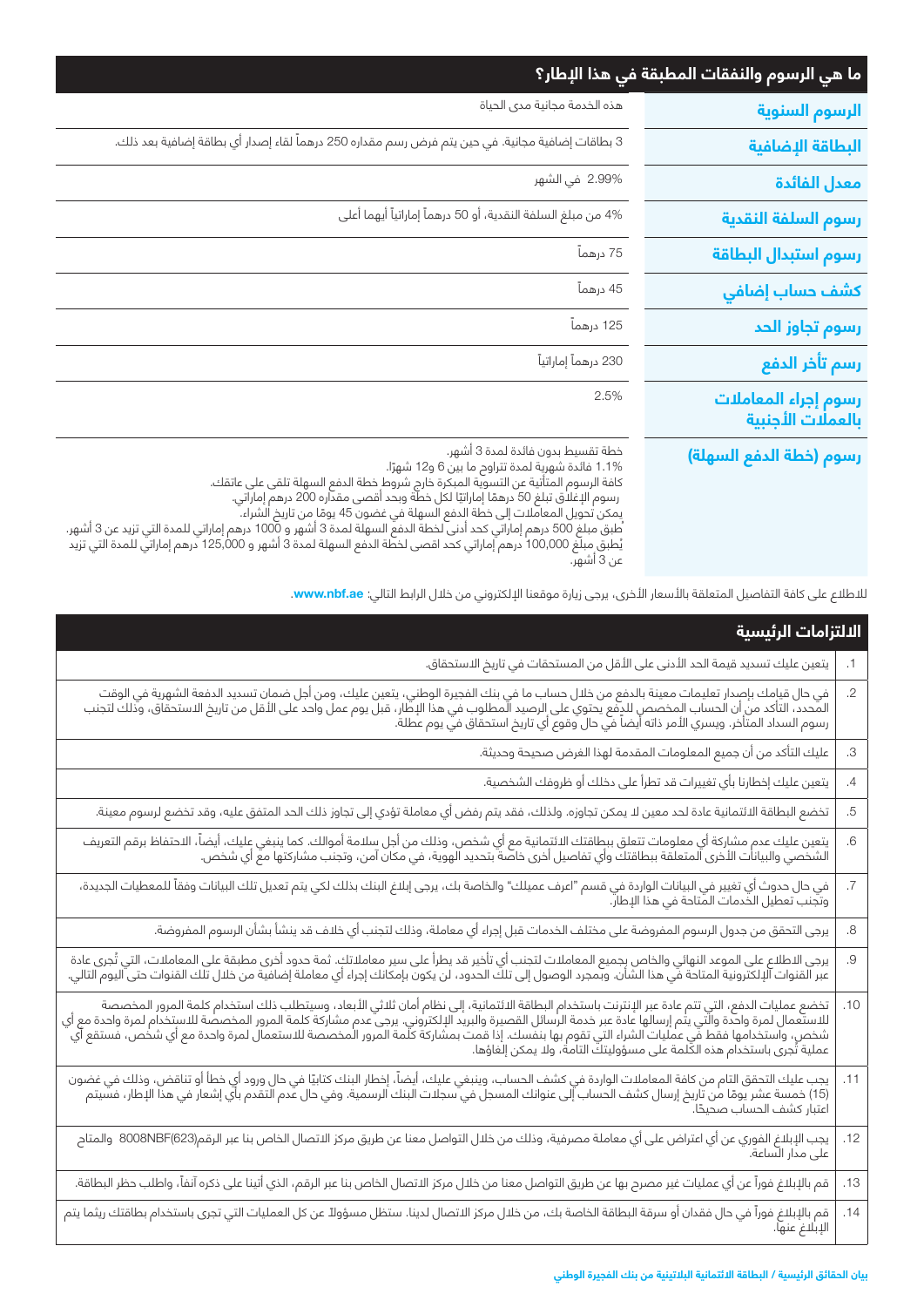## ما هي الرسوم والنفقات المطبقة في هذا الإطار؟

| | |
|---|---|
| **الرسوم السنوية** | هذه الخدمة مجانية مدى الحياة |
| **البطاقة الإضافية** | 3 بطاقات إضافية مجانية، في حين يتم فرض رسم مقداره 250 درهماً لقاء إصدار أي بطاقة إضافية بعد ذلك. |
| **معدل الفائدة** | 2.99% في الشهر |
| **رسوم السلفة النقدية** | 4% من مبلغ السلفة النقدية، أو 50 درهماً إماراتياً أيهما أعلى |
| **رسوم استبدال البطاقة** | 75 درهماً |
| **كشف حساب إضافي** | 45 درهماً |
| **رسوم تجاوز الحد** | 125 درهماً |
| **رسم تأخر الدفع** | 230 درهماً إماراتياً |
| **رسوم إجراء المعاملات بالعملات الأجنبية** | 2.5% |
| **رسوم (خطة الدفع السهلة)** | خطة تقسيط بدون فائدة لمدة 3 أشهر.<br>1.1% فائدة شهرية لمدة تتراوح ما بين 6 و12 شهرًا.<br>كافة الرسوم المتأتية عن التسوية المبكرة خارج شروط خطة الدفع السهلة تلقى على عاتقك.<br>رسوم الإغلاق تبلغ 50 درهمًا إماراتيًا لكل خطة وبحد أقصى مقداره 200 درهم إماراتي.<br>يمكن تحويل المعاملات إلى خطة الدفع السهلة في غضون 45 يومًا من تاريخ الشراء.<br>يُطبق مبلغ 500 درهم إماراتي كحد أدنى لخطة الدفع السهلة لمدة 3 أشهر و 1000 درهم إماراتي للمدة التي تزيد عن 3 أشهر.<br>يُطبق مبلغ 100,000 درهم إماراتي كحد اقصى لخطة الدفع السهلة لمدة 3 أشهر و 125,000 درهم إماراتي للمدة التي تزيد عن 3 أشهر. |

للاطلاع على كافة التفاصيل المتعلقة بالأسعار الأخرى، يرجى زيارة موقعنا الإلكتروني من خلال الرابط التالي: **www.nbf.ae**.

## الالتزامات الرئيسية

1. يتعين عليك تسديد قيمة الحد الأدنى على الأقل من المستحقات في تاريخ الاستحقاق.
2. في حال قيامك بإصدار تعليمات معينة بالدفع من خلال حساب ما في بنك الفجيرة الوطني، يتعين عليك، ومن أجل ضمان تسديد الدفعة الشهرية في الوقت المحدد، التأكد من أن الحساب المخصص للدفع يحتوي على الرصيد المطلوب في هذا الإطار، قبل يوم عمل واحد على الأقل من تاريخ الاستحقاق، وذلك لتجنب رسوم السداد المتأخر. ويسري الأمر ذاته أيضاً في حال وقوع أي تاريخ استحقاق في يوم عطلة.
3. عليك التأكد من أن جميع المعلومات المقدمة لهذا الغرض صحيحة وحديثة.
4. يتعين عليك إخطارنا بأي تغييرات قد تطرأ على دخلك أو ظروفك الشخصية.
5. تخضع البطاقة الائتمانية عادة لحد معين لا يمكن تجاوزه. ولذلك، فقد يتم رفض أي معاملة تؤدي إلى تجاوز ذلك الحد المتفق عليه، وقد تخضع لرسوم معينة.
6. يتعين عليك عدم مشاركة أي معلومات تتعلق ببطاقتك الائتمانية مع أي شخص، وذلك من أجل سلامة أموالك. كما ينبغي عليك، أيضاً، الاحتفاظ برقم التعريف الشخصي والبيانات الأخرى المتعلقة ببطاقتك أو تفاصيل أخرى خاصة بتحديد الهوية، في مكان آمن، وتجنب مشاركتها مع أي شخص.
7. في حال حدوث أي تغيير في البيانات الواردة في قسم "اعرف عميلك" والخاصة بك، يرجى إبلاغ البنك بذلك لكي يتم تعديل تلك البيانات وفقاً للمعطيات الجديدة، وتجنب تعطيل الخدمات المتاحة في هذا الإطار.
8. يرجى التحقق من جدول الرسوم المفروضة على مختلف الخدمات قبل إجراء أي معاملة، وذلك لتجنب أي خلاف قد ينشأ بشأن الرسوم المفروضة.
9. يرجى الاطلاع على الموعد النهائي والخاص بجميع المعاملات لتجنب أي تأخير قد يطرأ على سير معاملاتك. ثمة حدود أخرى مطبقة على المعاملات، التي تُجرى عادة عبر القنوات الإلكترونية المتاحة في هذا الشأن. وبمجرد الوصول إلى تلك الحدود، لن يكون بإمكانك إجراء أي معاملة إضافية من خلال تلك القنوات حتى اليوم التالي.
10. تخضع عمليات الدفع، التي تتم عادة عبر الإنترنت باستخدام البطاقة الائتمانية، إلى نظام أمان ثلاثي الأبعاد، وسيتطلب ذلك استخدام كلمة المرور المخصصة للاستعمال لمرة واحدة والتي يتم إرسالها عادة عبر خدمة الرسائل القصيرة والبريد الإلكتروني. يرجى عدم مشاركة كلمة المرور المخصصة للاستخدام لمرة واحدة مع أي شخص، واستخدامها فقط في عمليات الشراء التي تقوم بها بنفسك. إذا قمت بمشاركة كلمة المرور المخصصة للاستعمال لمرة واحدة مع أي شخص، فستقع أي عملية تُجرى باستخدام هذه الكلمة على مسؤوليتك التامة، ولا يمكن إلغاؤها.
11. يجب عليك التحقق التام من كافة المعاملات الواردة في كشف الحساب، وينبغي عليك، أيضاً، إخطار البنك كتابيّا في حال ورود أي خطأ أو تناقض، وذلك في غضون (15) خمسة عشر يومًا من تاريخ إرسال كشف الحساب إلى عنوانك المسجل في سجلات البنك الرسمية. وفي حال عدم التقدم بأي إشعار في هذا الإطار، فسيتم اعتبار كشف الحساب صحيحًا.
12. يجب الإبلاغ الفوري عن أي اعتراض على أي معاملة مصرفية، وذلك من خلال التواصل معنا عن طريق مركز الاتصال الخاص بنا عبر الرقم(623)8008NBF والمتاح على مدار الساعة.
13. قم بالإبلاغ فوراً عن أي عمليات غير مصرح بها عن طريق التواصل معنا من خلال مركز الاتصال الخاص بنا عبر الرقم، الذي أتينا على ذكره آنفاً، واطلب حظر البطاقة.
14. قم بالإبلاغ فوراً في حال فقدان أو سرقة البطاقة الخاصة بك، من خلال مركز الاتصال لدينا. ستظل مسؤولاً عن كل العمليات التي تجرى باستخدام بطاقتك ريثما يتم الإبلاغ عنها.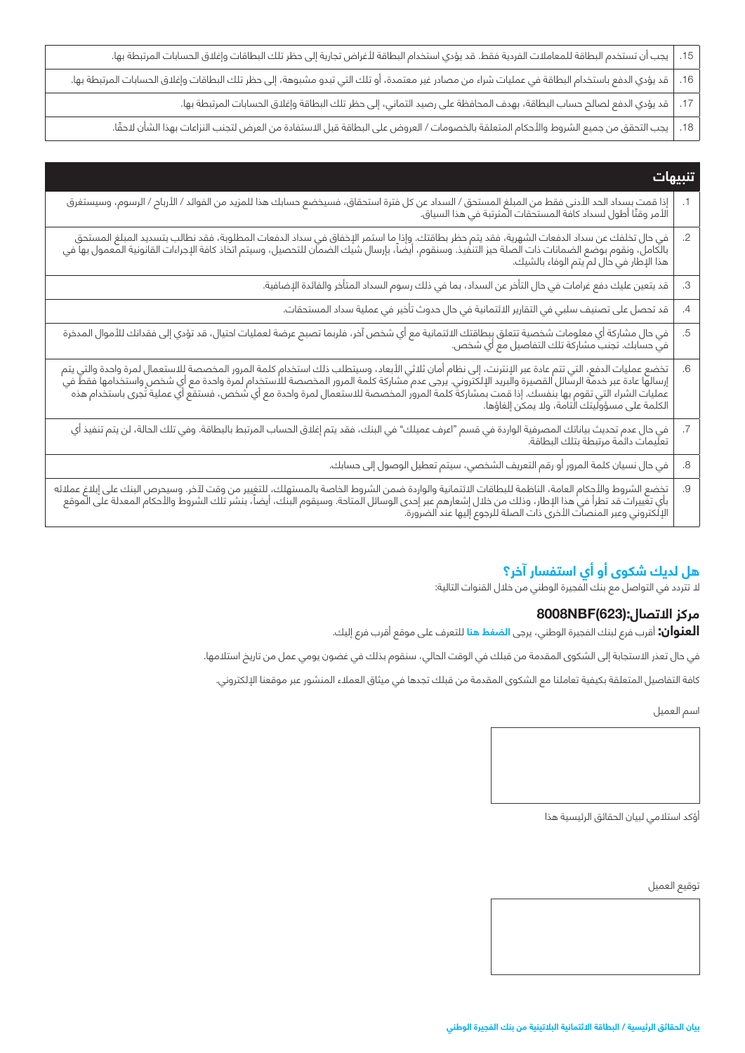| | |
|---|---|
| .15 | يجب أن تستخدم البطاقة للمعاملات الفردية فقط. قد يؤدي استخدام البطاقة لأغراض تجارية إلى حظر تلك البطاقات وإغلاق الحسابات المرتبطة بها. |
| .16 | قد يؤدي الدفع باستخدام البطاقة في عمليات شراء من مصادر غير معتمدة، أو تلك التي تبدو مشبوهة، إلى حظر تلك البطاقات وإغلاق الحسابات المرتبطة بها. |
| .17 | قد يؤدي الدفع لصالح حساب البطاقة، بهدف المحافظة على رصيد ائتماني، إلى حظر تلك البطاقة وإغلاق الحسابات المرتبطة بها. |
| .18 | يجب التحقق من جميع الشروط والأحكام المتعلقة بالخصومات / العروض على البطاقة قبل الاستفادة من العرض لتجنب النزاعات بهذا الشأن لاحقًا. |

## تنبيهات

| | |
|---|---|
| .1 | إذا قمت بسداد الحد الأدنى فقط من المبلغ المستحق / السداد عن كل فترة استحقاق، فسيخضع حسابك هذا للمزيد من الفوائد / الأرباح / الرسوم، وسيستغرق الأمر وقتًا أطول لسداد كافة المستحقات المترتبة في هذا السياق. |
| .2 | في حال تخلفك عن سداد الدفعات الشهرية، فقد يتم حظر بطاقتك. وإذا ما استمر الإخفاق في سداد الدفعات المطلوبة، فقد نطالب بتسديد المبلغ المستحق بالكامل، ونقوم بوضع الضمانات ذات الصلة حيز التنفيذ. وسنقوم، أيضاً، بإرسال شيك الضمان للتحصيل، وسيتم اتخاذ كافة الإجراءات القانونية المعمول بها في هذا الإطار في حال لم يتم الوفاء بالشيك. |
| .3 | قد يتعين عليك دفع غرامات في حال التأخر عن السداد، بما في ذلك رسوم السداد المتأخر والفائدة الإضافية. |
| .4 | قد تحصل على تصنيف سلبي في التقارير الائتمانية في حال حدوث تأخير في عملية سداد المستحقات. |
| .5 | في حال مشاركة أي معلومات شخصية تتعلق ببطاقتك الائتمانية مع أي شخص آخر، فلربما تصبح عرضة لعمليات احتيال، قد تؤدي إلى فقدانك للأموال المدخرة في حسابك. تجنب مشاركة تلك التفاصيل مع أي شخص. |
| .6 | تخضع عمليات الدفع، التي تتم عادة عبر الإنترنت، إلى نظام أمان ثلاثي الأبعاد، وسيتطلب ذلك استخدام كلمة المرور المخصصة للاستعمال لمرة واحدة والتي يتم إرسالها عادة عبر خدمة الرسائل القصيرة والبريد الإلكتروني. يرجى عدم مشاركة كلمة المرور المخصصة للاستخدام لمرة واحدة مع أي شخص واستخدامها فقط في عمليات الشراء التي تقوم بها بنفسك. إذا قمت بمشاركة كلمة المرور المخصصة للاستعمال لمرة واحدة مع أي شخص، فستقع أي عملية تُجرى باستخدام هذه الكلمة على مسؤوليتك التامة، ولا يمكن إلغاؤها. |
| .7 | في حال عدم تحديث بياناتك المصرفية الواردة في قسم "اعرف عميلك" في البنك، فقد يتم إغلاق الحساب المرتبط بالبطاقة. وفي تلك الحالة، لن يتم تنفيذ أي تعليمات دائمة مرتبطة بتلك البطاقة. |
| .8 | في حال نسيان كلمة المرور أو رقم التعريف الشخصي، سيتم تعطيل الوصول إلى حسابك. |
| .9 | تخضع الشروط والأحكام العامة، الناظمة للبطاقات الائتمانية والواردة ضمن الشروط الخاصة بالمستهلك، للتغيير من وقت لآخر. وسيحرص البنك على إبلاغ عملائه بأي تغييرات قد تطرأ في هذا الإطار، وذلك من خلال إشعارهم عبر إحدى الوسائل المتاحة. وسيقوم البنك، أيضاً، بنشر تلك الشروط والأحكام المعدلة على الموقع الإلكتروني وعبر المنصات الأخرى ذات الصلة للرجوع إليها عند الضرورة. |

## هل لديك شكوى أو أي استفسار آخر؟

لا تتردد في التواصل مع بنك الفجيرة الوطني من خلال القنوات التالية:

### مركز الاتصال:8008NBF(623)

**العنوان:** أقرب فرع لبنك الفجيرة الوطني، يرجى **الضغط هنا** للتعرف على موقع أقرب فرع إليك.

في حال تعذر الاستجابة إلى الشكوى المقدمة من قبلك في الوقت الحالي، سنقوم بذلك في غضون يومي عمل من تاريخ استلامها.

كافة التفاصيل المتعلقة بكيفية تعاملنا مع الشكوى المقدمة من قبلك تجدها في ميثاق العملاء المنشور عبر موقعنا الإلكتروني.

اسم العميل

أؤكد استلامي لبيان الحقائق الرئيسية هذا

توقيع العميل